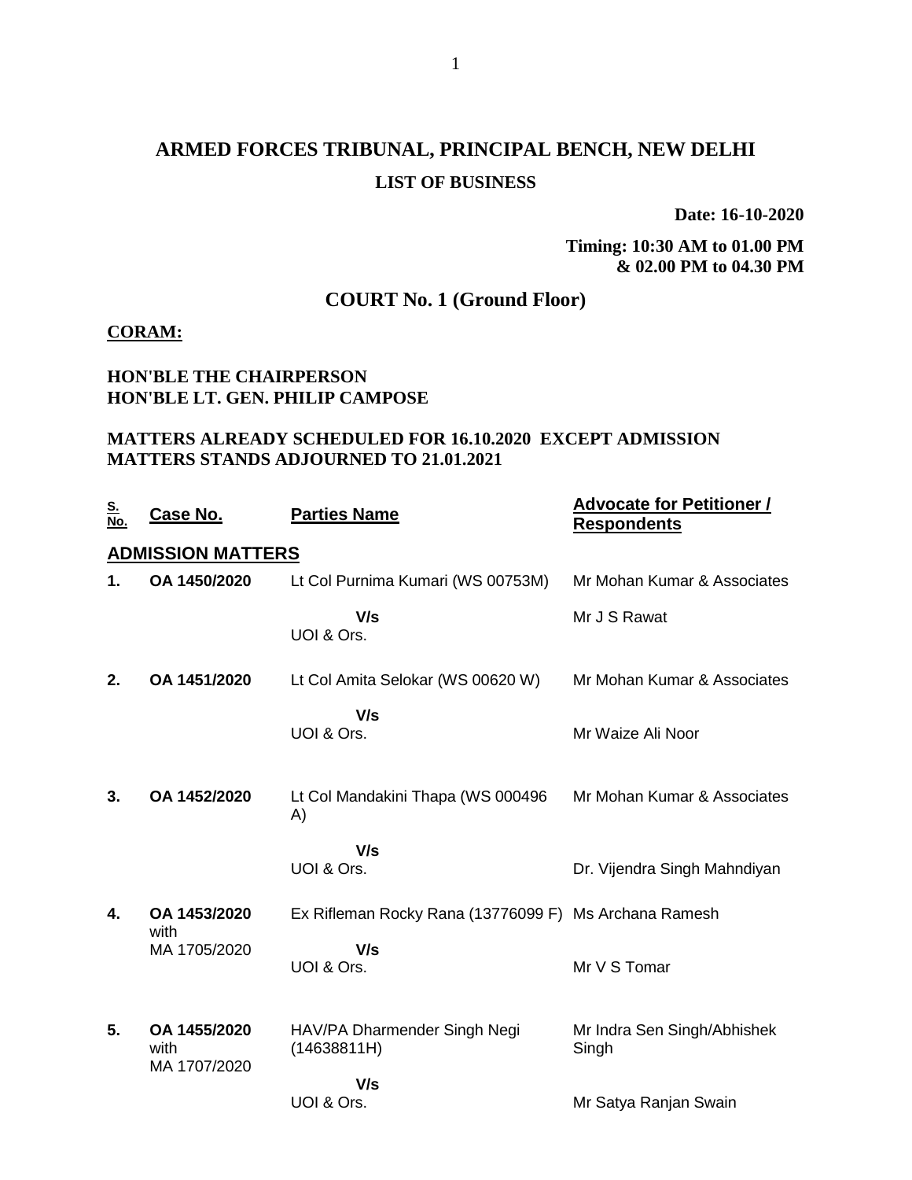# ARMED FORCES TRIBUNAL, PRINCIPAL BENCH, NEW DELHI

## LIST OF BUSINESS

**Date: 16-10-2020**

**Timing: 10:30 AM to 01.00 PM & 02.00 PM to 04.30 PM**

## COURT No. 1 (Ground Floor)

**CORAM:**

**HON'BLE THE CHAIRPERSON**
**HON'BLE LT. GEN. PHILIP CAMPOSE**

**MATTERS ALREADY SCHEDULED FOR 16.10.2020 EXCEPT ADMISSION MATTERS STANDS ADJOURNED TO 21.01.2021**

| S. No. | Case No. | Parties Name | Advocate for Petitioner / Respondents |
|---|---|---|---|
| **ADMISSION MATTERS** | | | |
| **1.** | **OA 1450/2020** | Lt Col Purnima Kumari (WS 00753M) | Mr Mohan Kumar & Associates |
| | | **V/s** UOI & Ors. | Mr J S Rawat |
| **2.** | **OA 1451/2020** | Lt Col Amita Selokar (WS 00620 W) | Mr Mohan Kumar & Associates |
| | | **V/s** UOI & Ors. | Mr Waize Ali Noor |
| **3.** | **OA 1452/2020** | Lt Col Mandakini Thapa (WS 000496 A) | Mr Mohan Kumar & Associates |
| | | **V/s** UOI & Ors. | Dr. Vijendra Singh Mahndiyan |
| **4.** | **OA 1453/2020** with MA 1705/2020 | Ex Rifleman Rocky Rana (13776099 F) | Ms Archana Ramesh |
| | | **V/s** UOI & Ors. | Mr V S Tomar |
| **5.** | **OA 1455/2020** with MA 1707/2020 | HAV/PA Dharmender Singh Negi (14638811H) | Mr Indra Sen Singh/Abhishek Singh |
| | | **V/s** UOI & Ors. | Mr Satya Ranjan Swain |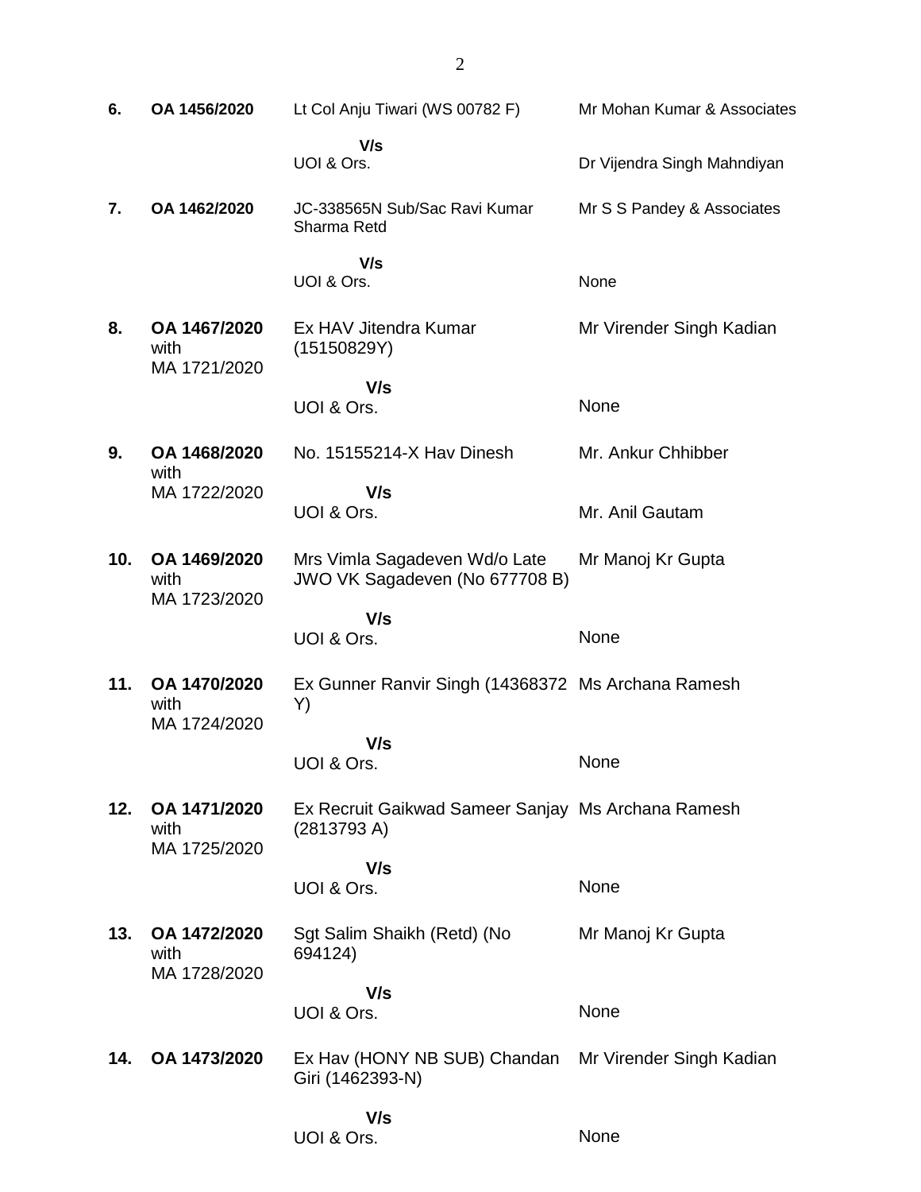| | | | |
|---|---|---|---|
| **6.** | **OA 1456/2020** | Lt Col Anju Tiwari (WS 00782 F) | Mr Mohan Kumar & Associates |
| | | **V/s** UOI & Ors. | Dr Vijendra Singh Mahndiyan |
| **7.** | **OA 1462/2020** | JC-338565N Sub/Sac Ravi Kumar Sharma Retd | Mr S S Pandey & Associates |
| | | **V/s** UOI & Ors. | None |
| **8.** | **OA 1467/2020** with MA 1721/2020 | Ex HAV Jitendra Kumar (15150829Y) | Mr Virender Singh Kadian |
| | | **V/s** UOI & Ors. | None |
| **9.** | **OA 1468/2020** with MA 1722/2020 | No. 15155214-X Hav Dinesh | Mr. Ankur Chhibber |
| | | **V/s** UOI & Ors. | Mr. Anil Gautam |
| **10.** | **OA 1469/2020** with MA 1723/2020 | Mrs Vimla Sagadeven Wd/o Late JWO VK Sagadeven (No 677708 B) | Mr Manoj Kr Gupta |
| | | **V/s** UOI & Ors. | None |
| **11.** | **OA 1470/2020** with MA 1724/2020 | Ex Gunner Ranvir Singh (14368372 Y) | Ms Archana Ramesh |
| | | **V/s** UOI & Ors. | None |
| **12.** | **OA 1471/2020** with MA 1725/2020 | Ex Recruit Gaikwad Sameer Sanjay (2813793 A) | Ms Archana Ramesh |
| | | **V/s** UOI & Ors. | None |
| **13.** | **OA 1472/2020** with MA 1728/2020 | Sgt Salim Shaikh (Retd) (No 694124) | Mr Manoj Kr Gupta |
| | | **V/s** UOI & Ors. | None |
| **14.** | **OA 1473/2020** | Ex Hav (HONY NB SUB) Chandan Giri (1462393-N) | Mr Virender Singh Kadian |
| | | **V/s** UOI & Ors. | None |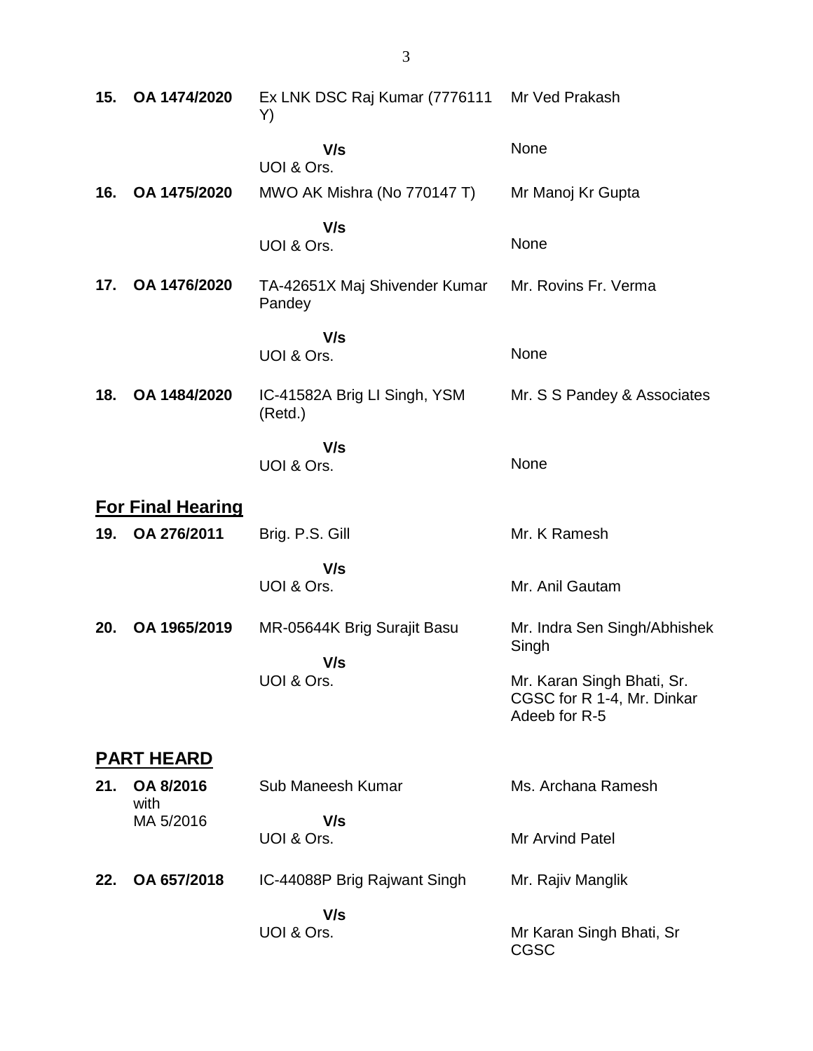| | | | |
|---|---|---|---|
| **15.** | **OA 1474/2020** | Ex LNK DSC Raj Kumar (7776111 Y) | Mr Ved Prakash |
| | | **V/s** UOI & Ors. | None |
| **16.** | **OA 1475/2020** | MWO AK Mishra (No 770147 T) | Mr Manoj Kr Gupta |
| | | **V/s** UOI & Ors. | None |
| **17.** | **OA 1476/2020** | TA-42651X Maj Shivender Kumar Pandey | Mr. Rovins Fr. Verma |
| | | **V/s** UOI & Ors. | None |
| **18.** | **OA 1484/2020** | IC-41582A Brig LI Singh, YSM (Retd.) | Mr. S S Pandey & Associates |
| | | **V/s** UOI & Ors. | None |

## For Final Hearing

| | | | |
|---|---|---|---|
| **19.** | **OA 276/2011** | Brig. P.S. Gill | Mr. K Ramesh |
| | | **V/s** UOI & Ors. | Mr. Anil Gautam |
| **20.** | **OA 1965/2019** | MR-05644K Brig Surajit Basu | Mr. Indra Sen Singh/Abhishek Singh |
| | | **V/s** UOI & Ors. | Mr. Karan Singh Bhati, Sr. CGSC for R 1-4, Mr. Dinkar Adeeb for R-5 |

## PART HEARD

| | | | |
|---|---|---|---|
| **21.** | **OA 8/2016** with MA 5/2016 | Sub Maneesh Kumar | Ms. Archana Ramesh |
| | | **V/s** UOI & Ors. | Mr Arvind Patel |
| **22.** | **OA 657/2018** | IC-44088P Brig Rajwant Singh | Mr. Rajiv Manglik |
| | | **V/s** UOI & Ors. | Mr Karan Singh Bhati, Sr CGSC |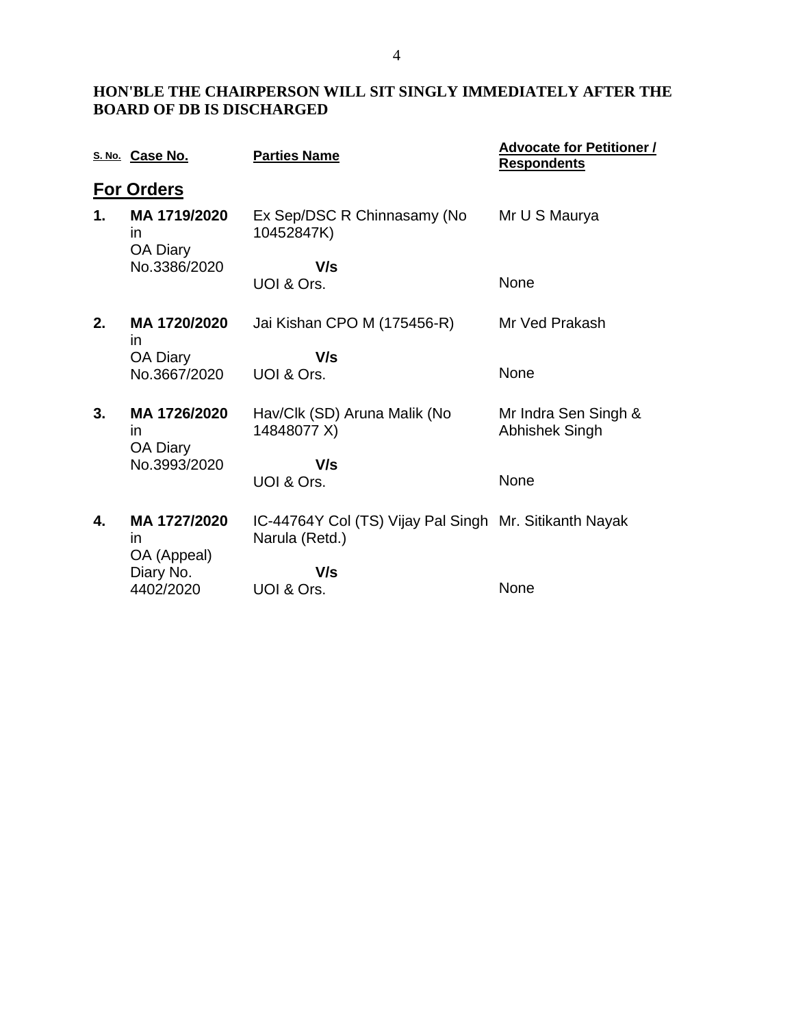**HON'BLE THE CHAIRPERSON WILL SIT SINGLY IMMEDIATELY AFTER THE BOARD OF DB IS DISCHARGED**

| S. No. | Case No. | Parties Name | Advocate for Petitioner / Respondents |
|---|---|---|---|
| | **For Orders** | | |
| **1.** | **MA 1719/2020** in OA Diary No.3386/2020 | Ex Sep/DSC R Chinnasamy (No 10452847K)<br>**V/s**<br>UOI & Ors. | Mr U S Maurya<br><br>None |
| **2.** | **MA 1720/2020** in OA Diary No.3667/2020 | Jai Kishan CPO M (175456-R)<br>**V/s**<br>UOI & Ors. | Mr Ved Prakash<br><br>None |
| **3.** | **MA 1726/2020** in OA Diary No.3993/2020 | Hav/Clk (SD) Aruna Malik (No 14848077 X)<br>**V/s**<br>UOI & Ors. | Mr Indra Sen Singh & Abhishek Singh<br><br>None |
| **4.** | **MA 1727/2020** in OA (Appeal) Diary No. 4402/2020 | IC-44764Y Col (TS) Vijay Pal Singh Narula (Retd.)<br>**V/s**<br>UOI & Ors. | Mr. Sitikanth Nayak<br><br>None |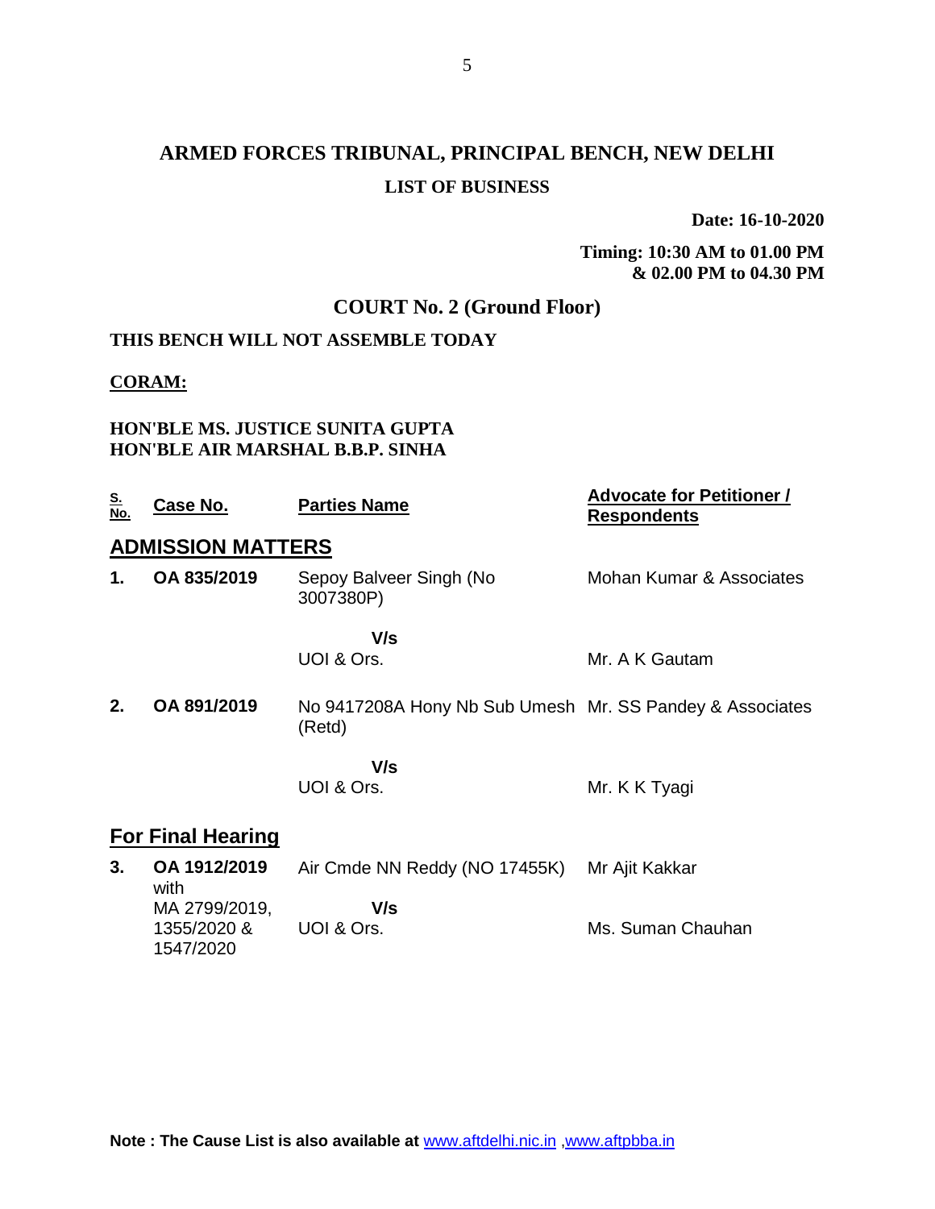# ARMED FORCES TRIBUNAL, PRINCIPAL BENCH, NEW DELHI

## LIST OF BUSINESS

**Date: 16-10-2020**

**Timing: 10:30 AM to 01.00 PM & 02.00 PM to 04.30 PM**

## COURT No. 2 (Ground Floor)

**THIS BENCH WILL NOT ASSEMBLE TODAY**

**CORAM:**

**HON'BLE MS. JUSTICE SUNITA GUPTA**
**HON'BLE AIR MARSHAL B.B.P. SINHA**

| S. No. | Case No. | Parties Name | Advocate for Petitioner / Respondents |
|---|---|---|---|
| **ADMISSION MATTERS** | | | |
| **1.** | **OA 835/2019** | Sepoy Balveer Singh (No 3007380P) | Mohan Kumar & Associates |
| | | **V/s** | |
| | | UOI & Ors. | Mr. A K Gautam |
| **2.** | **OA 891/2019** | No 9417208A Hony Nb Sub Umesh (Retd) | Mr. SS Pandey & Associates |
| | | **V/s** | |
| | | UOI & Ors. | Mr. K K Tyagi |
| **For Final Hearing** | | | |
| **3.** | **OA 1912/2019** with MA 2799/2019, 1355/2020 & 1547/2020 | Air Cmde NN Reddy (NO 17455K) | Mr Ajit Kakkar |
| | | **V/s** | |
| | | UOI & Ors. | Ms. Suman Chauhan |

**Note : The Cause List is also available at** www.aftdelhi.nic.in ,www.aftpbba.in